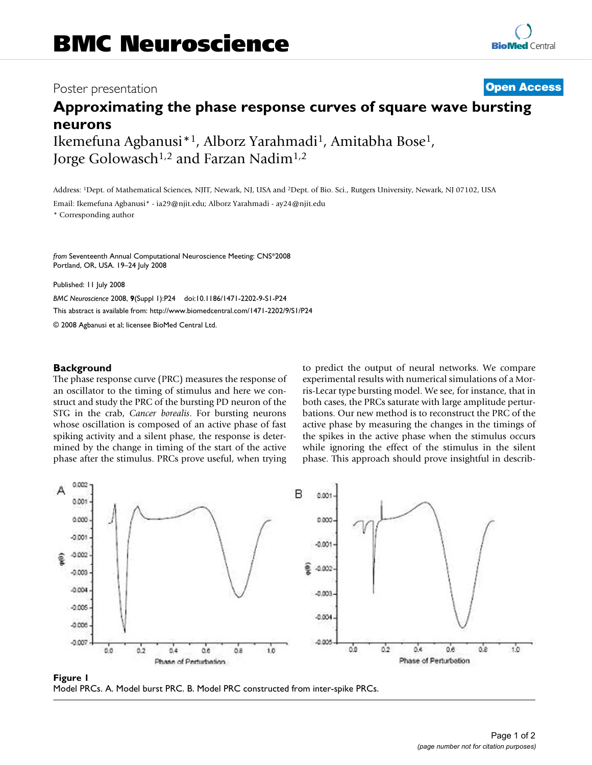# BMC Neuroscience

Poster presentation

**Open Access**

## Approximating the phase response curves of square wave bursting neurons

Ikemefuna Agbanusi*[1], Alborz Yarahmadi[1], Amitabha Bose[1], Jorge Golowasch[1,2] and Farzan Nadim[1,2]

Address: [1]Dept. of Mathematical Sciences, NJIT, Newark, NJ, USA and [2]Dept. of Bio. Sci., Rutgers University, Newark, NJ 07102, USA

Email: Ikemefuna Agbanusi* - ia29@njit.edu; Alborz Yarahmadi - ay24@njit.edu

* Corresponding author

*from* Seventeenth Annual Computational Neuroscience Meeting: CNS*2008
Portland, OR, USA. 19–24 July 2008

Published: 11 July 2008

*BMC Neuroscience* 2008, **9**(Suppl 1):P24 doi:10.1186/1471-2202-9-S1-P24

This abstract is available from: http://www.biomedcentral.com/1471-2202/9/S1/P24

© 2008 Agbanusi et al; licensee BioMed Central Ltd.

### Background

The phase response curve (PRC) measures the response of an oscillator to the timing of stimulus and here we construct and study the PRC of the bursting PD neuron of the STG in the crab, *Cancer borealis*. For bursting neurons whose oscillation is composed of an active phase of fast spiking activity and a silent phase, the response is determined by the change in timing of the start of the active phase after the stimulus. PRCs prove useful, when trying to predict the output of neural networks. We compare experimental results with numerical simulations of a Morris-Lecar type bursting model. We see, for instance, that in both cases, the PRCs saturate with large amplitude perturbations. Our new method is to reconstruct the PRC of the active phase by measuring the changes in the timings of the spikes in the active phase when the stimulus occurs while ignoring the effect of the stimulus in the silent phase. This approach should prove insightful in describ-

**Figure 1**
Model PRCs. A. Model burst PRC. B. Model PRC constructed from inter-spike PRCs.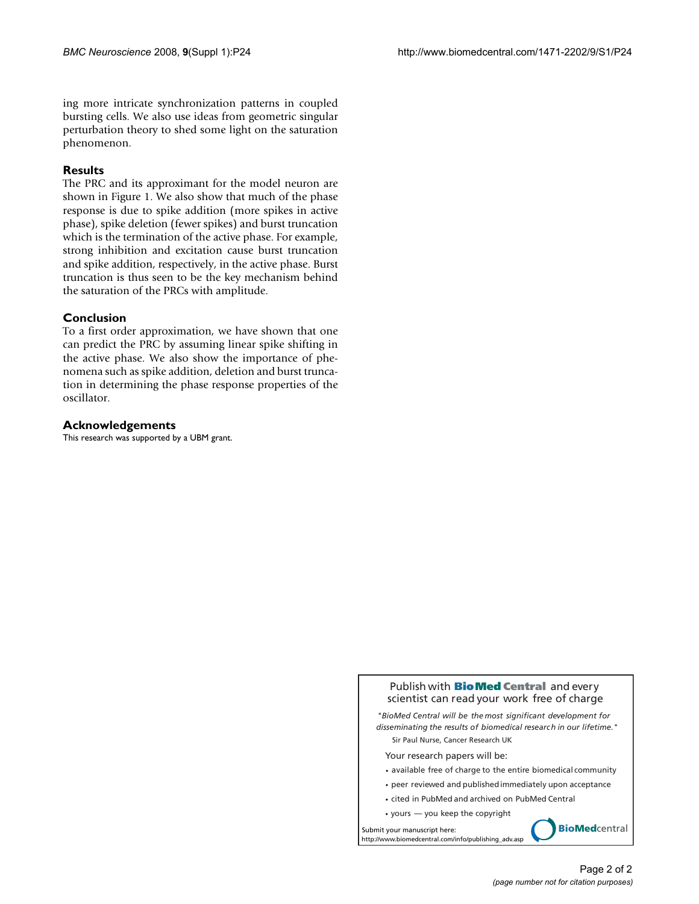ing more intricate synchronization patterns in coupled bursting cells. We also use ideas from geometric singular perturbation theory to shed some light on the saturation phenomenon.

## Results

The PRC and its approximant for the model neuron are shown in Figure 1. We also show that much of the phase response is due to spike addition (more spikes in active phase), spike deletion (fewer spikes) and burst truncation which is the termination of the active phase. For example, strong inhibition and excitation cause burst truncation and spike addition, respectively, in the active phase. Burst truncation is thus seen to be the key mechanism behind the saturation of the PRCs with amplitude.

## Conclusion

To a first order approximation, we have shown that one can predict the PRC by assuming linear spike shifting in the active phase. We also show the importance of phenomena such as spike addition, deletion and burst truncation in determining the phase response properties of the oscillator.

## Acknowledgements

This research was supported by a UBM grant.

Publish with **BioMed Central** and every scientist can read your work free of charge

*"BioMed Central will be the most significant development for disseminating the results of biomedical research in our lifetime."*

Sir Paul Nurse, Cancer Research UK

Your research papers will be:

- available free of charge to the entire biomedical community
- peer reviewed and published immediately upon acceptance
- cited in PubMed and archived on PubMed Central
- yours — you keep the copyright

Submit your manuscript here:
http://www.biomedcentral.com/info/publishing_adv.asp

**BioMed**central